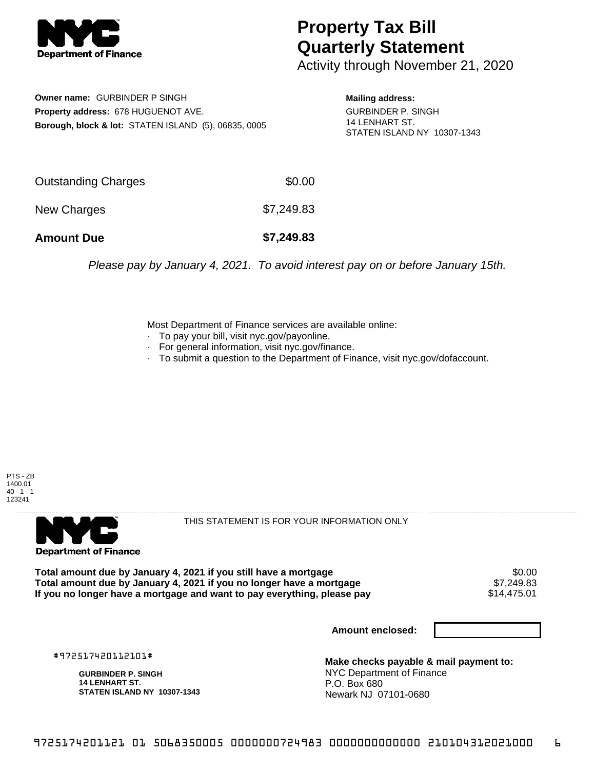**NYC Department of Finance**

# Property Tax Bill Quarterly Statement

Activity through November 21, 2020

**Owner name:** GURBINDER P SINGH
**Property address:** 678 HUGUENOT AVE.
**Borough, block & lot:** STATEN ISLAND (5), 06835, 0005

**Mailing address:**
GURBINDER P. SINGH
14 LENHART ST.
STATEN ISLAND NY 10307-1343

| | |
|---|---|
| Outstanding Charges | $0.00 |
| New Charges | $7,249.83 |
| **Amount Due** | **$7,249.83** |

*Please pay by January 4, 2021. To avoid interest pay on or before January 15th.*

Most Department of Finance services are available online:

- To pay your bill, visit nyc.gov/payonline.
- For general information, visit nyc.gov/finance.
- To submit a question to the Department of Finance, visit nyc.gov/dofaccount.

PTS - ZB
1400.01
40 - 1 - 1
123241

---

**NYC Department of Finance**

THIS STATEMENT IS FOR YOUR INFORMATION ONLY

| | |
|---|---|
| **Total amount due by January 4, 2021 if you still have a mortgage** | $0.00 |
| **Total amount due by January 4, 2021 if you no longer have a mortgage** | $7,249.83 |
| **If you no longer have a mortgage and want to pay everything, please pay** | $14,475.01 |

**Amount enclosed:**

#972517420112101#

**GURBINDER P. SINGH**
**14 LENHART ST.**
**STATEN ISLAND NY 10307-1343**

**Make checks payable & mail payment to:**
NYC Department of Finance
P.O. Box 680
Newark NJ 07101-0680

9725174201121 01 5068350005 0000000724983 0000000000000 210104312021000 6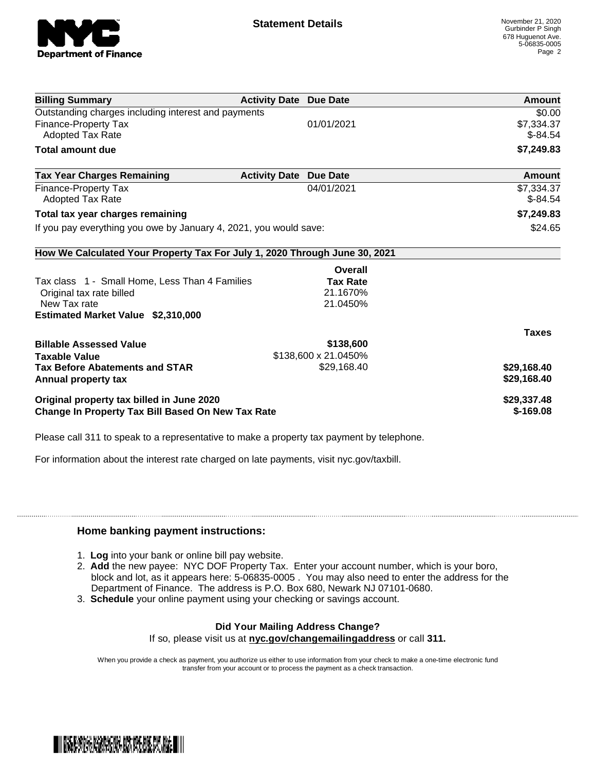**Statement Details**

November 21, 2020
Gurbinder P Singh
678 Huguenot Ave.
5-06835-0005

| Billing Summary | Activity Date | Due Date | Amount |
| --- | --- | --- | --- |
| Outstanding charges including interest and payments | | | $0.00 |
| Finance-Property Tax | | 01/01/2021 | $7,334.37 |
| Adopted Tax Rate | | | $-84.54 |
| **Total amount due** | | | **$7,249.83** |

| Tax Year Charges Remaining | Activity Date | Due Date | Amount |
| --- | --- | --- | --- |
| Finance-Property Tax | | 04/01/2021 | $7,334.37 |
| Adopted Tax Rate | | | $-84.54 |
| **Total tax year charges remaining** | | | **$7,249.83** |
| If you pay everything you owe by January 4, 2021, you would save: | | | $24.65 |

**How We Calculated Your Property Tax For July 1, 2020 Through June 30, 2021**

| | Overall Tax Rate | Taxes |
| --- | --- | --- |
| Tax class 1 - Small Home, Less Than 4 Families | | |
| Original tax rate billed | 21.1670% | |
| New Tax rate | 21.0450% | |
| **Estimated Market Value $2,310,000** | | |
| **Billable Assessed Value** | **$138,600** | |
| **Taxable Value** | $138,600 x 21.0450% | |
| **Tax Before Abatements and STAR** | $29,168.40 | **$29,168.40** |
| **Annual property tax** | | **$29,168.40** |
| **Original property tax billed in June 2020** | | **$29,337.48** |
| **Change In Property Tax Bill Based On New Tax Rate** | | **$-169.08** |

Please call 311 to speak to a representative to make a property tax payment by telephone.

For information about the interest rate charged on late payments, visit nyc.gov/taxbill.

## Home banking payment instructions:

1. **Log** into your bank or online bill pay website.
2. **Add** the new payee: NYC DOF Property Tax. Enter your account number, which is your boro, block and lot, as it appears here: 5-06835-0005 . You may also need to enter the address for the Department of Finance. The address is P.O. Box 680, Newark NJ 07101-0680.
3. **Schedule** your online payment using your checking or savings account.

**Did Your Mailing Address Change?**
If so, please visit us at **nyc.gov/changemailingaddress** or call **311.**

When you provide a check as payment, you authorize us either to use information from your check to make a one-time electronic fund transfer from your account or to process the payment as a check transaction.